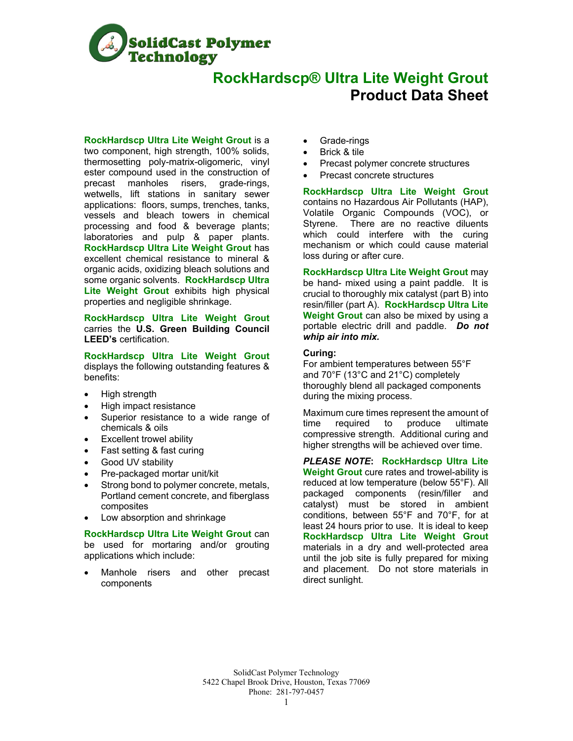SolidCast Polymer Technology

# RockHardscp® Ultra Lite Weight Grout

## Product Data Sheet

**RockHardscp Ultra Lite Weight Grout** is a two component, high strength, 100% solids, thermosetting poly-matrix-oligomeric, vinyl ester compound used in the construction of precast manholes risers, grade-rings, wetwells, lift stations in sanitary sewer applications: floors, sumps, trenches, tanks, vessels and bleach towers in chemical processing and food & beverage plants; laboratories and pulp & paper plants. **RockHardscp Ultra Lite Weight Grout** has excellent chemical resistance to mineral & organic acids, oxidizing bleach solutions and some organic solvents. **RockHardscp Ultra Lite Weight Grout** exhibits high physical properties and negligible shrinkage.

**RockHardscp Ultra Lite Weight Grout** carries the **U.S. Green Building Council LEED's** certification.

**RockHardscp Ultra Lite Weight Grout** displays the following outstanding features & benefits:

- High strength
- High impact resistance
- Superior resistance to a wide range of chemicals & oils
- Excellent trowel ability
- Fast setting & fast curing
- Good UV stability
- Pre-packaged mortar unit/kit
- Strong bond to polymer concrete, metals, Portland cement concrete, and fiberglass composites
- Low absorption and shrinkage

**RockHardscp Ultra Lite Weight Grout** can be used for mortaring and/or grouting applications which include:

- Manhole risers and other precast components
- Grade-rings
- Brick & tile
- Precast polymer concrete structures
- Precast concrete structures

**RockHardscp Ultra Lite Weight Grout** contains no Hazardous Air Pollutants (HAP), Volatile Organic Compounds (VOC), or Styrene. There are no reactive diluents which could interfere with the curing mechanism or which could cause material loss during or after cure.

**RockHardscp Ultra Lite Weight Grout** may be hand- mixed using a paint paddle. It is crucial to thoroughly mix catalyst (part B) into resin/filler (part A). **RockHardscp Ultra Lite Weight Grout** can also be mixed by using a portable electric drill and paddle. ***Do not whip air into mix.***

**Curing:**
For ambient temperatures between 55°F and 70°F (13°C and 21°C) completely thoroughly blend all packaged components during the mixing process.

Maximum cure times represent the amount of time required to produce ultimate compressive strength. Additional curing and higher strengths will be achieved over time.

***PLEASE NOTE*:** **RockHardscp Ultra Lite Weight Grout** cure rates and trowel-ability is reduced at low temperature (below 55°F). All packaged components (resin/filler and catalyst) must be stored in ambient conditions, between 55°F and 70°F, for at least 24 hours prior to use. It is ideal to keep **RockHardscp Ultra Lite Weight Grout** materials in a dry and well-protected area until the job site is fully prepared for mixing and placement. Do not store materials in direct sunlight.

SolidCast Polymer Technology
5422 Chapel Brook Drive, Houston, Texas 77069
Phone: 281-797-0457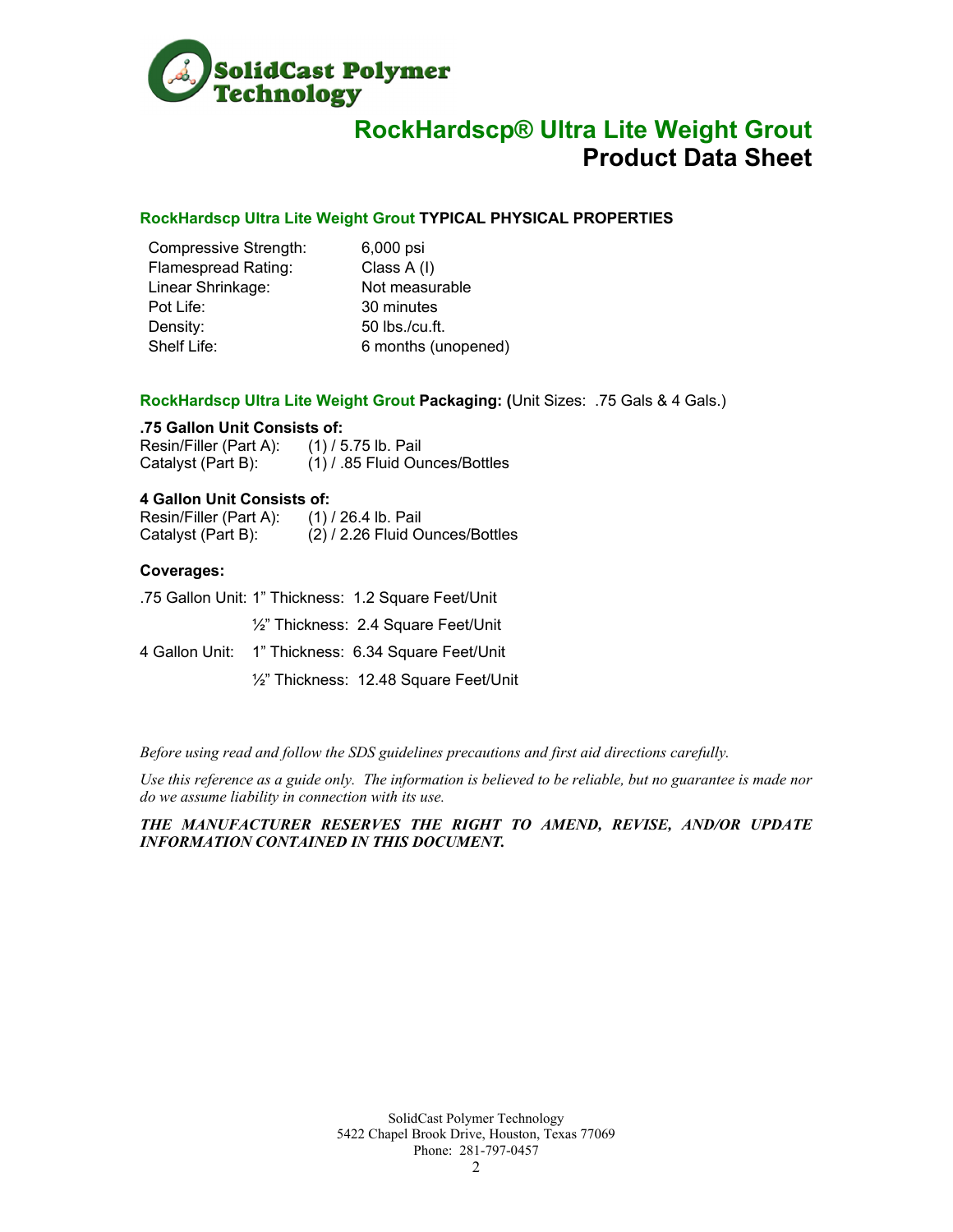SolidCast Polymer Technology

# RockHardscp® Ultra Lite Weight Grout
## Product Data Sheet

### RockHardscp Ultra Lite Weight Grout TYPICAL PHYSICAL PROPERTIES

| | |
|---|---|
| Compressive Strength: | 6,000 psi |
| Flamespread Rating: | Class A (I) |
| Linear Shrinkage: | Not measurable |
| Pot Life: | 30 minutes |
| Density: | 50 lbs./cu.ft. |
| Shelf Life: | 6 months (unopened) |

### RockHardscp Ultra Lite Weight Grout Packaging: (Unit Sizes: .75 Gals & 4 Gals.)

**.75 Gallon Unit Consists of:**
Resin/Filler (Part A): (1) / 5.75 lb. Pail
Catalyst (Part B): (1) / .85 Fluid Ounces/Bottles

**4 Gallon Unit Consists of:**
Resin/Filler (Part A): (1) / 26.4 lb. Pail
Catalyst (Part B): (2) / 2.26 Fluid Ounces/Bottles

**Coverages:**

.75 Gallon Unit: 1" Thickness: 1.2 Square Feet/Unit

½" Thickness: 2.4 Square Feet/Unit

4 Gallon Unit: 1" Thickness: 6.34 Square Feet/Unit

½" Thickness: 12.48 Square Feet/Unit

*Before using read and follow the SDS guidelines precautions and first aid directions carefully.*

*Use this reference as a guide only. The information is believed to be reliable, but no guarantee is made nor do we assume liability in connection with its use.*

***THE MANUFACTURER RESERVES THE RIGHT TO AMEND, REVISE, AND/OR UPDATE INFORMATION CONTAINED IN THIS DOCUMENT.***

SolidCast Polymer Technology
5422 Chapel Brook Drive, Houston, Texas 77069
Phone: 281-797-0457